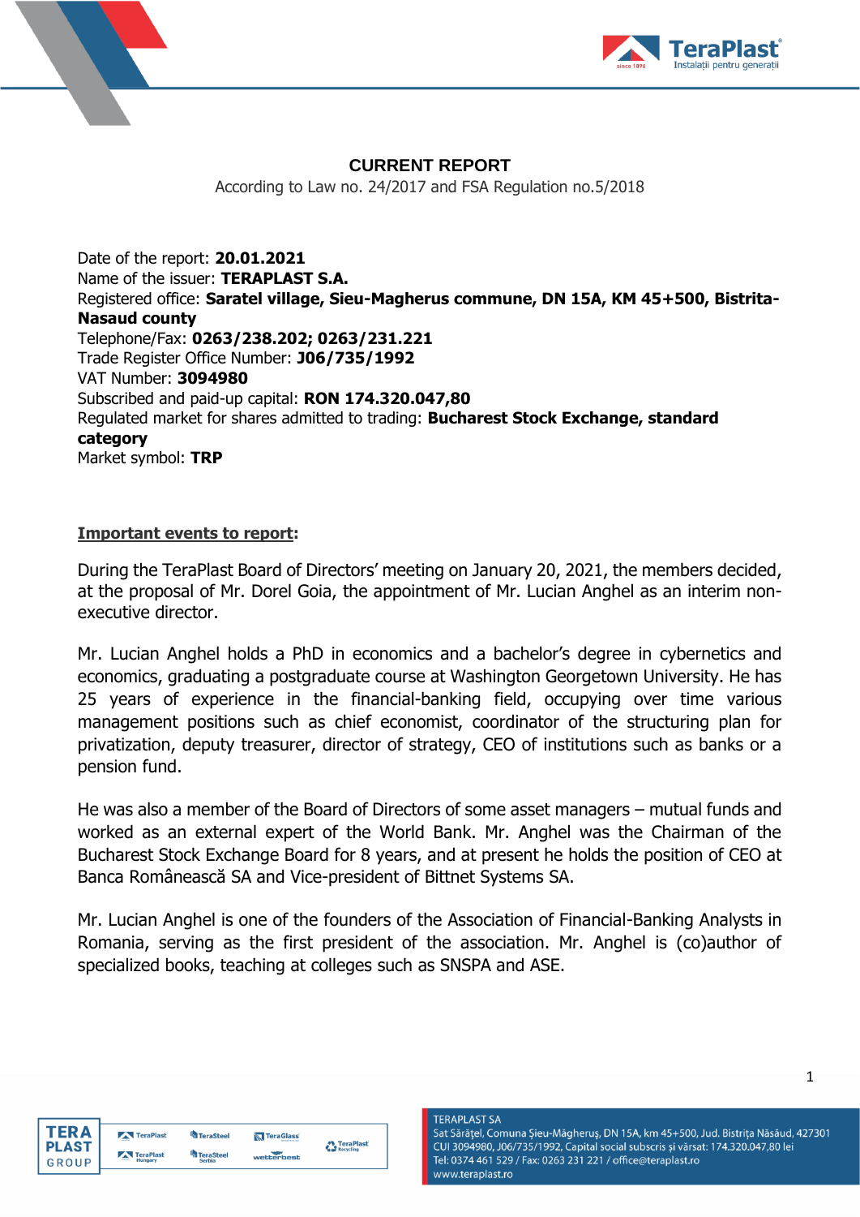# CURRENT REPORT

According to Law no. 24/2017 and FSA Regulation no.5/2018

Date of the report: **20.01.2021**
Name of the issuer: **TERAPLAST S.A.**
Registered office: **Saratel village, Sieu-Magherus commune, DN 15A, KM 45+500, Bistrita-Nasaud county**
Telephone/Fax: **0263/238.202; 0263/231.221**
Trade Register Office Number: **J06/735/1992**
VAT Number: **3094980**
Subscribed and paid-up capital: **RON 174.320.047,80**
Regulated market for shares admitted to trading: **Bucharest Stock Exchange, standard category**
Market symbol: **TRP**

**Important events to report:**

During the TeraPlast Board of Directors' meeting on January 20, 2021, the members decided, at the proposal of Mr. Dorel Goia, the appointment of Mr. Lucian Anghel as an interim non-executive director.

Mr. Lucian Anghel holds a PhD in economics and a bachelor's degree in cybernetics and economics, graduating a postgraduate course at Washington Georgetown University. He has 25 years of experience in the financial-banking field, occupying over time various management positions such as chief economist, coordinator of the structuring plan for privatization, deputy treasurer, director of strategy, CEO of institutions such as banks or a pension fund.

He was also a member of the Board of Directors of some asset managers – mutual funds and worked as an external expert of the World Bank. Mr. Anghel was the Chairman of the Bucharest Stock Exchange Board for 8 years, and at present he holds the position of CEO at Banca Românească SA and Vice-president of Bittnet Systems SA.

Mr. Lucian Anghel is one of the founders of the Association of Financial-Banking Analysts in Romania, serving as the first president of the association. Mr. Anghel is (co)author of specialized books, teaching at colleges such as SNSPA and ASE.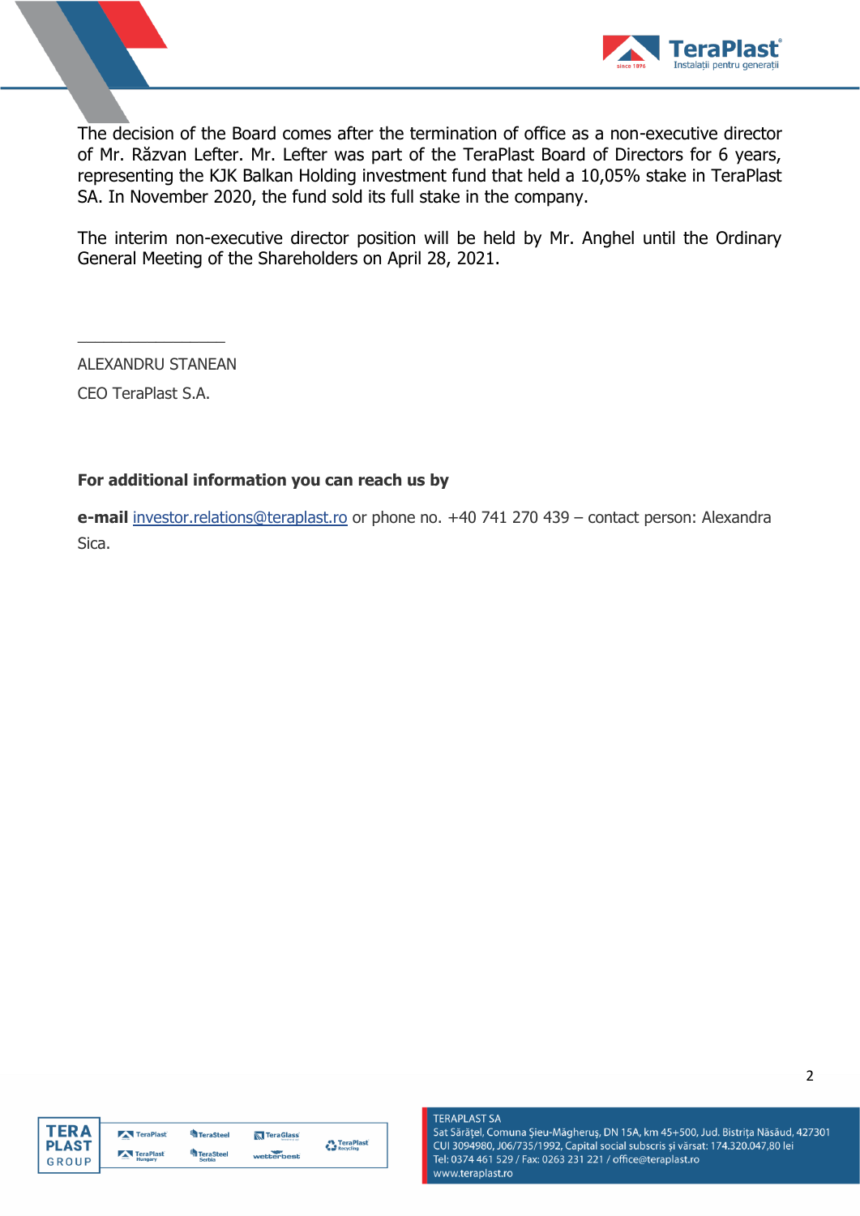The decision of the Board comes after the termination of office as a non-executive director of Mr. Răzvan Lefter. Mr. Lefter was part of the TeraPlast Board of Directors for 6 years, representing the KJK Balkan Holding investment fund that held a 10,05% stake in TeraPlast SA. In November 2020, the fund sold its full stake in the company.

The interim non-executive director position will be held by Mr. Anghel until the Ordinary General Meeting of the Shareholders on April 28, 2021.

\_\_\_\_\_\_\_\_\_\_\_\_\_\_\_\_\_\_

ALEXANDRU STANEAN

CEO TeraPlast S.A.

**For additional information you can reach us by**

**e-mail** investor.relations@teraplast.ro or phone no. +40 741 270 439 – contact person: Alexandra Sica.